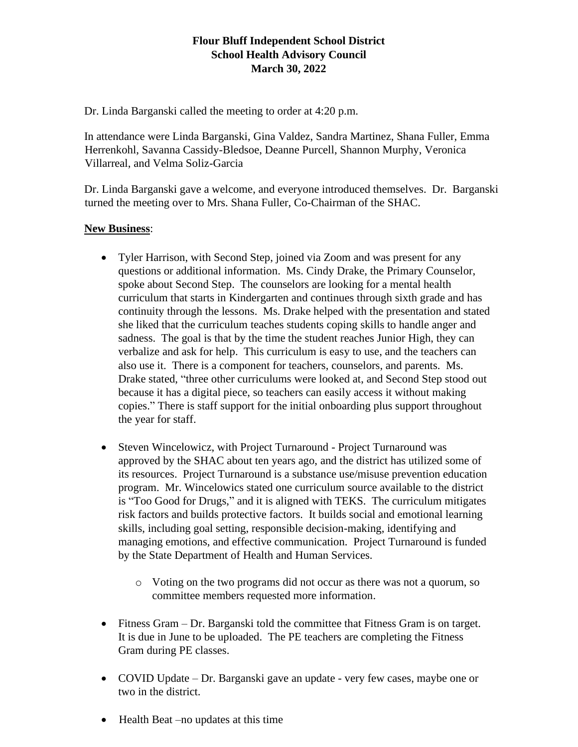**Flour Bluff Independent School District**
**School Health Advisory Council**
**March 30, 2022**

Dr. Linda Barganski called the meeting to order at 4:20 p.m.

In attendance were Linda Barganski, Gina Valdez, Sandra Martinez, Shana Fuller, Emma Herrenkohl, Savanna Cassidy-Bledsoe, Deanne Purcell, Shannon Murphy, Veronica Villarreal, and Velma Soliz-Garcia

Dr. Linda Barganski gave a welcome, and everyone introduced themselves. Dr. Barganski turned the meeting over to Mrs. Shana Fuller, Co-Chairman of the SHAC.

**New Business**:

- Tyler Harrison, with Second Step, joined via Zoom and was present for any questions or additional information. Ms. Cindy Drake, the Primary Counselor, spoke about Second Step. The counselors are looking for a mental health curriculum that starts in Kindergarten and continues through sixth grade and has continuity through the lessons. Ms. Drake helped with the presentation and stated she liked that the curriculum teaches students coping skills to handle anger and sadness. The goal is that by the time the student reaches Junior High, they can verbalize and ask for help. This curriculum is easy to use, and the teachers can also use it. There is a component for teachers, counselors, and parents. Ms. Drake stated, "three other curriculums were looked at, and Second Step stood out because it has a digital piece, so teachers can easily access it without making copies." There is staff support for the initial onboarding plus support throughout the year for staff.

- Steven Wincelowicz, with Project Turnaround - Project Turnaround was approved by the SHAC about ten years ago, and the district has utilized some of its resources. Project Turnaround is a substance use/misuse prevention education program. Mr. Wincelowics stated one curriculum source available to the district is "Too Good for Drugs," and it is aligned with TEKS. The curriculum mitigates risk factors and builds protective factors. It builds social and emotional learning skills, including goal setting, responsible decision-making, identifying and managing emotions, and effective communication. Project Turnaround is funded by the State Department of Health and Human Services.

    - Voting on the two programs did not occur as there was not a quorum, so committee members requested more information.

- Fitness Gram – Dr. Barganski told the committee that Fitness Gram is on target. It is due in June to be uploaded. The PE teachers are completing the Fitness Gram during PE classes.

- COVID Update – Dr. Barganski gave an update - very few cases, maybe one or two in the district.

- Health Beat –no updates at this time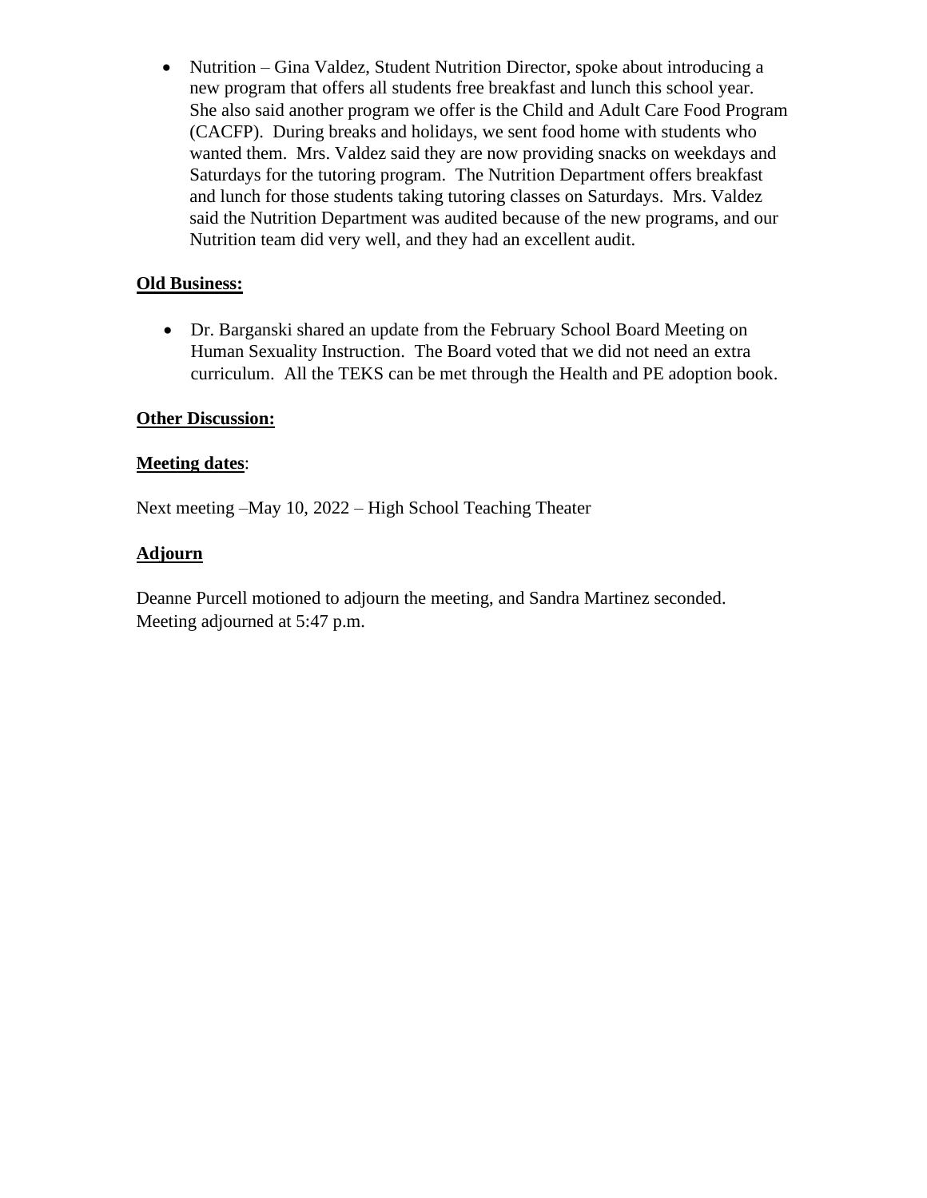- Nutrition – Gina Valdez, Student Nutrition Director, spoke about introducing a new program that offers all students free breakfast and lunch this school year. She also said another program we offer is the Child and Adult Care Food Program (CACFP). During breaks and holidays, we sent food home with students who wanted them. Mrs. Valdez said they are now providing snacks on weekdays and Saturdays for the tutoring program. The Nutrition Department offers breakfast and lunch for those students taking tutoring classes on Saturdays. Mrs. Valdez said the Nutrition Department was audited because of the new programs, and our Nutrition team did very well, and they had an excellent audit.

**Old Business:**

- Dr. Barganski shared an update from the February School Board Meeting on Human Sexuality Instruction. The Board voted that we did not need an extra curriculum. All the TEKS can be met through the Health and PE adoption book.

**Other Discussion:**

**Meeting dates**:

Next meeting –May 10, 2022 – High School Teaching Theater

**Adjourn**

Deanne Purcell motioned to adjourn the meeting, and Sandra Martinez seconded. Meeting adjourned at 5:47 p.m.